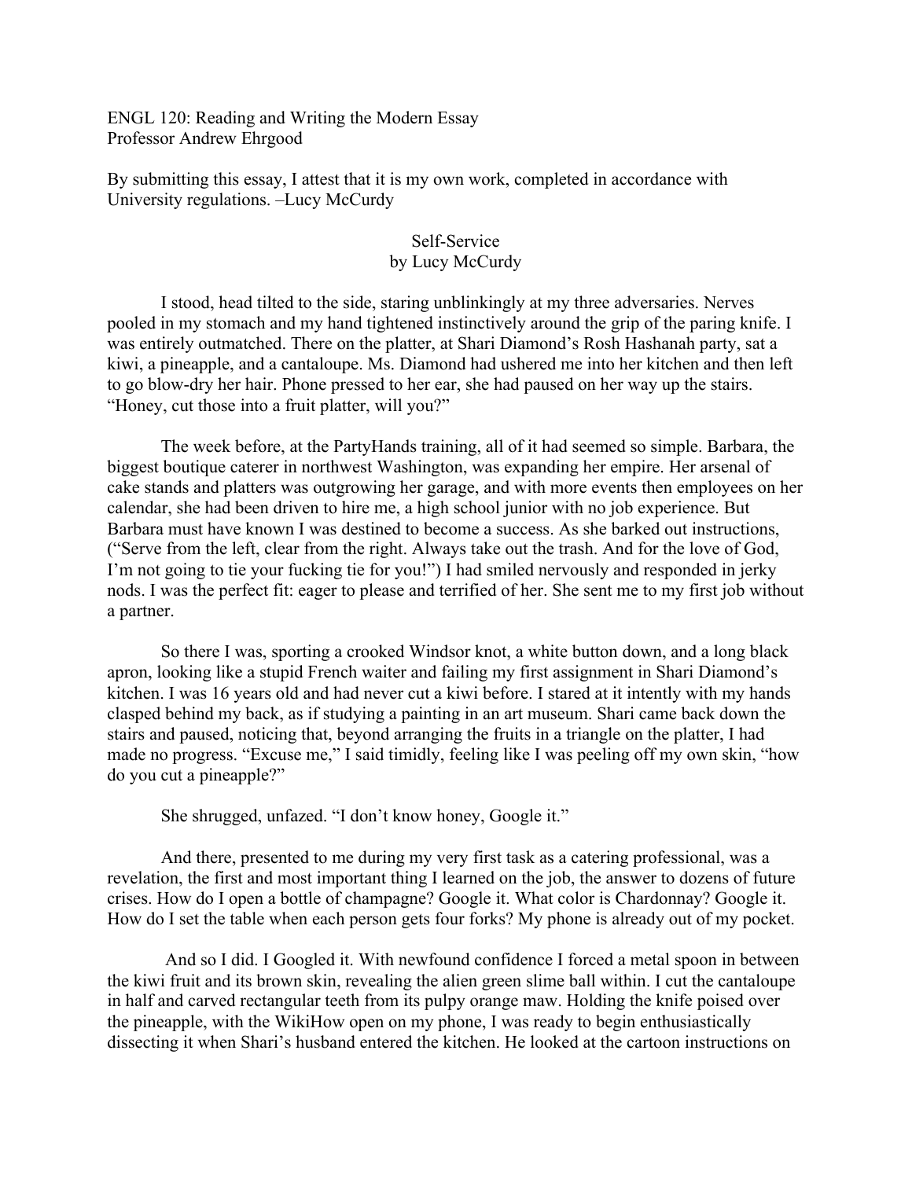ENGL 120: Reading and Writing the Modern Essay
Professor Andrew Ehrgood

By submitting this essay, I attest that it is my own work, completed in accordance with University regulations. –Lucy McCurdy

# Self-Service
by Lucy McCurdy

I stood, head tilted to the side, staring unblinkingly at my three adversaries. Nerves pooled in my stomach and my hand tightened instinctively around the grip of the paring knife. I was entirely outmatched. There on the platter, at Shari Diamond's Rosh Hashanah party, sat a kiwi, a pineapple, and a cantaloupe. Ms. Diamond had ushered me into her kitchen and then left to go blow-dry her hair. Phone pressed to her ear, she had paused on her way up the stairs. "Honey, cut those into a fruit platter, will you?"

The week before, at the PartyHands training, all of it had seemed so simple. Barbara, the biggest boutique caterer in northwest Washington, was expanding her empire. Her arsenal of cake stands and platters was outgrowing her garage, and with more events then employees on her calendar, she had been driven to hire me, a high school junior with no job experience. But Barbara must have known I was destined to become a success. As she barked out instructions, ("Serve from the left, clear from the right. Always take out the trash. And for the love of God, I'm not going to tie your fucking tie for you!") I had smiled nervously and responded in jerky nods. I was the perfect fit: eager to please and terrified of her. She sent me to my first job without a partner.

So there I was, sporting a crooked Windsor knot, a white button down, and a long black apron, looking like a stupid French waiter and failing my first assignment in Shari Diamond's kitchen. I was 16 years old and had never cut a kiwi before. I stared at it intently with my hands clasped behind my back, as if studying a painting in an art museum. Shari came back down the stairs and paused, noticing that, beyond arranging the fruits in a triangle on the platter, I had made no progress. "Excuse me," I said timidly, feeling like I was peeling off my own skin, "how do you cut a pineapple?"

She shrugged, unfazed. "I don't know honey, Google it."

And there, presented to me during my very first task as a catering professional, was a revelation, the first and most important thing I learned on the job, the answer to dozens of future crises. How do I open a bottle of champagne? Google it. What color is Chardonnay? Google it. How do I set the table when each person gets four forks? My phone is already out of my pocket.

And so I did. I Googled it. With newfound confidence I forced a metal spoon in between the kiwi fruit and its brown skin, revealing the alien green slime ball within. I cut the cantaloupe in half and carved rectangular teeth from its pulpy orange maw. Holding the knife poised over the pineapple, with the WikiHow open on my phone, I was ready to begin enthusiastically dissecting it when Shari's husband entered the kitchen. He looked at the cartoon instructions on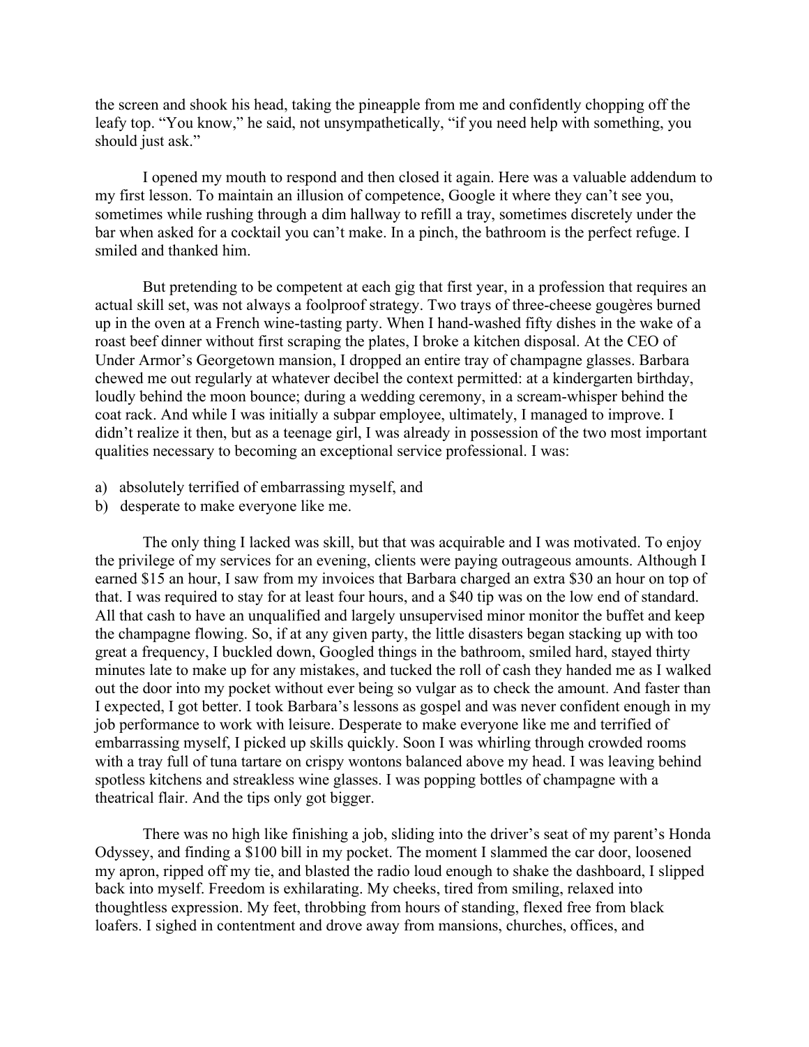the screen and shook his head, taking the pineapple from me and confidently chopping off the leafy top. "You know," he said, not unsympathetically, "if you need help with something, you should just ask."

I opened my mouth to respond and then closed it again. Here was a valuable addendum to my first lesson. To maintain an illusion of competence, Google it where they can't see you, sometimes while rushing through a dim hallway to refill a tray, sometimes discretely under the bar when asked for a cocktail you can't make. In a pinch, the bathroom is the perfect refuge. I smiled and thanked him.

But pretending to be competent at each gig that first year, in a profession that requires an actual skill set, was not always a foolproof strategy. Two trays of three-cheese gougères burned up in the oven at a French wine-tasting party. When I hand-washed fifty dishes in the wake of a roast beef dinner without first scraping the plates, I broke a kitchen disposal. At the CEO of Under Armor's Georgetown mansion, I dropped an entire tray of champagne glasses. Barbara chewed me out regularly at whatever decibel the context permitted: at a kindergarten birthday, loudly behind the moon bounce; during a wedding ceremony, in a scream-whisper behind the coat rack. And while I was initially a subpar employee, ultimately, I managed to improve. I didn't realize it then, but as a teenage girl, I was already in possession of the two most important qualities necessary to becoming an exceptional service professional. I was:

a) absolutely terrified of embarrassing myself, and
b) desperate to make everyone like me.

The only thing I lacked was skill, but that was acquirable and I was motivated. To enjoy the privilege of my services for an evening, clients were paying outrageous amounts. Although I earned $15 an hour, I saw from my invoices that Barbara charged an extra $30 an hour on top of that. I was required to stay for at least four hours, and a $40 tip was on the low end of standard. All that cash to have an unqualified and largely unsupervised minor monitor the buffet and keep the champagne flowing. So, if at any given party, the little disasters began stacking up with too great a frequency, I buckled down, Googled things in the bathroom, smiled hard, stayed thirty minutes late to make up for any mistakes, and tucked the roll of cash they handed me as I walked out the door into my pocket without ever being so vulgar as to check the amount. And faster than I expected, I got better. I took Barbara's lessons as gospel and was never confident enough in my job performance to work with leisure. Desperate to make everyone like me and terrified of embarrassing myself, I picked up skills quickly. Soon I was whirling through crowded rooms with a tray full of tuna tartare on crispy wontons balanced above my head. I was leaving behind spotless kitchens and streakless wine glasses. I was popping bottles of champagne with a theatrical flair. And the tips only got bigger.

There was no high like finishing a job, sliding into the driver's seat of my parent's Honda Odyssey, and finding a $100 bill in my pocket. The moment I slammed the car door, loosened my apron, ripped off my tie, and blasted the radio loud enough to shake the dashboard, I slipped back into myself. Freedom is exhilarating. My cheeks, tired from smiling, relaxed into thoughtless expression. My feet, throbbing from hours of standing, flexed free from black loafers. I sighed in contentment and drove away from mansions, churches, offices, and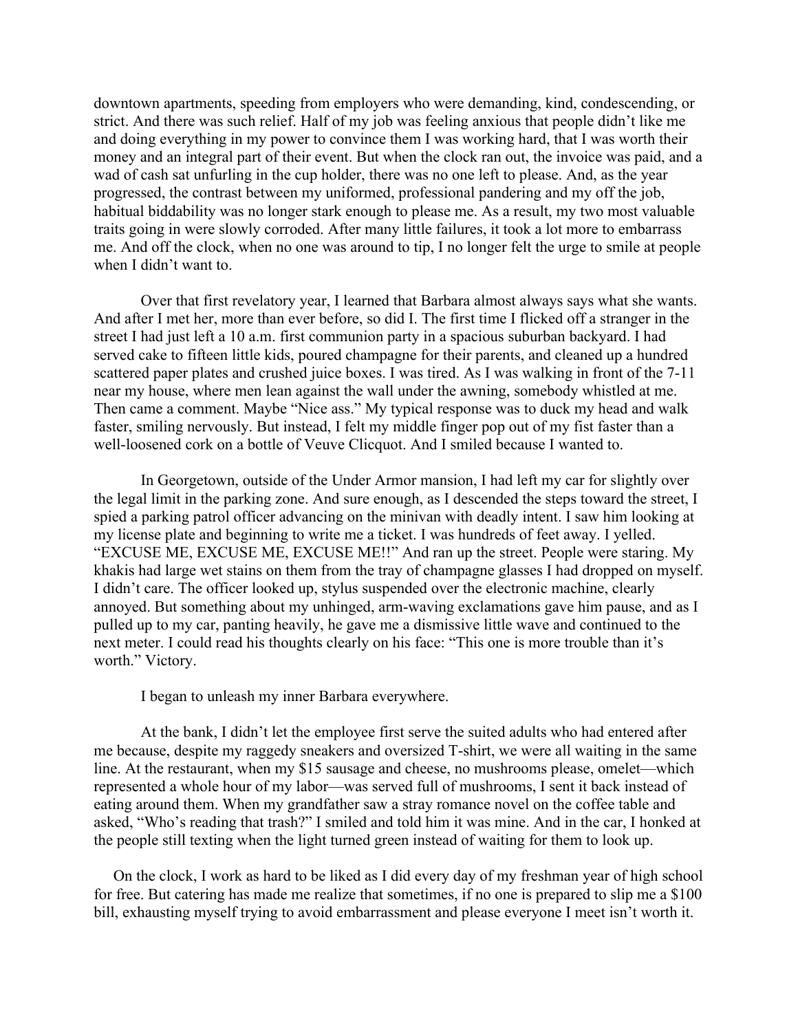downtown apartments, speeding from employers who were demanding, kind, condescending, or strict. And there was such relief. Half of my job was feeling anxious that people didn't like me and doing everything in my power to convince them I was working hard, that I was worth their money and an integral part of their event. But when the clock ran out, the invoice was paid, and a wad of cash sat unfurling in the cup holder, there was no one left to please. And, as the year progressed, the contrast between my uniformed, professional pandering and my off the job, habitual biddability was no longer stark enough to please me. As a result, my two most valuable traits going in were slowly corroded. After many little failures, it took a lot more to embarrass me. And off the clock, when no one was around to tip, I no longer felt the urge to smile at people when I didn't want to.

Over that first revelatory year, I learned that Barbara almost always says what she wants. And after I met her, more than ever before, so did I. The first time I flicked off a stranger in the street I had just left a 10 a.m. first communion party in a spacious suburban backyard. I had served cake to fifteen little kids, poured champagne for their parents, and cleaned up a hundred scattered paper plates and crushed juice boxes. I was tired. As I was walking in front of the 7-11 near my house, where men lean against the wall under the awning, somebody whistled at me. Then came a comment. Maybe "Nice ass." My typical response was to duck my head and walk faster, smiling nervously. But instead, I felt my middle finger pop out of my fist faster than a well-loosened cork on a bottle of Veuve Clicquot. And I smiled because I wanted to.

In Georgetown, outside of the Under Armor mansion, I had left my car for slightly over the legal limit in the parking zone. And sure enough, as I descended the steps toward the street, I spied a parking patrol officer advancing on the minivan with deadly intent. I saw him looking at my license plate and beginning to write me a ticket. I was hundreds of feet away. I yelled. "EXCUSE ME, EXCUSE ME, EXCUSE ME!!" And ran up the street. People were staring. My khakis had large wet stains on them from the tray of champagne glasses I had dropped on myself. I didn't care. The officer looked up, stylus suspended over the electronic machine, clearly annoyed. But something about my unhinged, arm-waving exclamations gave him pause, and as I pulled up to my car, panting heavily, he gave me a dismissive little wave and continued to the next meter. I could read his thoughts clearly on his face: "This one is more trouble than it's worth." Victory.

I began to unleash my inner Barbara everywhere.

At the bank, I didn't let the employee first serve the suited adults who had entered after me because, despite my raggedy sneakers and oversized T-shirt, we were all waiting in the same line. At the restaurant, when my $15 sausage and cheese, no mushrooms please, omelet—which represented a whole hour of my labor—was served full of mushrooms, I sent it back instead of eating around them. When my grandfather saw a stray romance novel on the coffee table and asked, "Who's reading that trash?" I smiled and told him it was mine. And in the car, I honked at the people still texting when the light turned green instead of waiting for them to look up.

On the clock, I work as hard to be liked as I did every day of my freshman year of high school for free. But catering has made me realize that sometimes, if no one is prepared to slip me a $100 bill, exhausting myself trying to avoid embarrassment and please everyone I meet isn't worth it.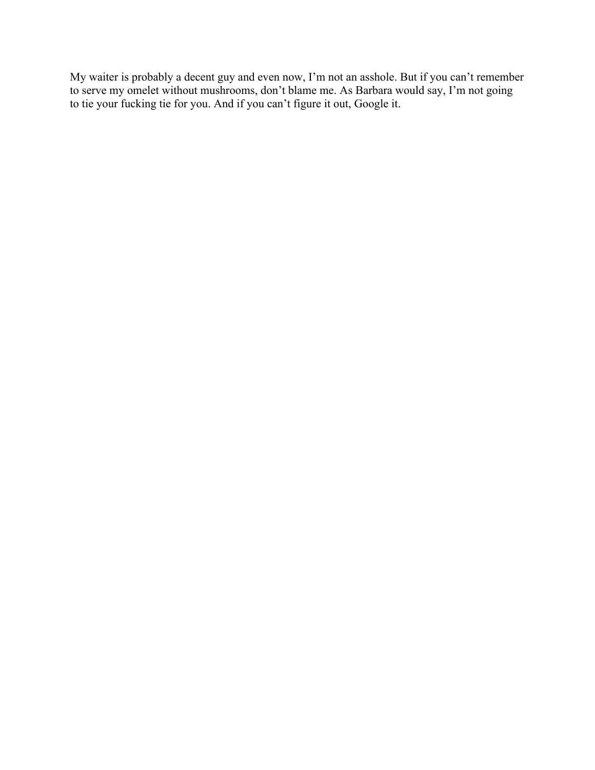My waiter is probably a decent guy and even now, I'm not an asshole. But if you can't remember to serve my omelet without mushrooms, don't blame me. As Barbara would say, I'm not going to tie your fucking tie for you. And if you can't figure it out, Google it.